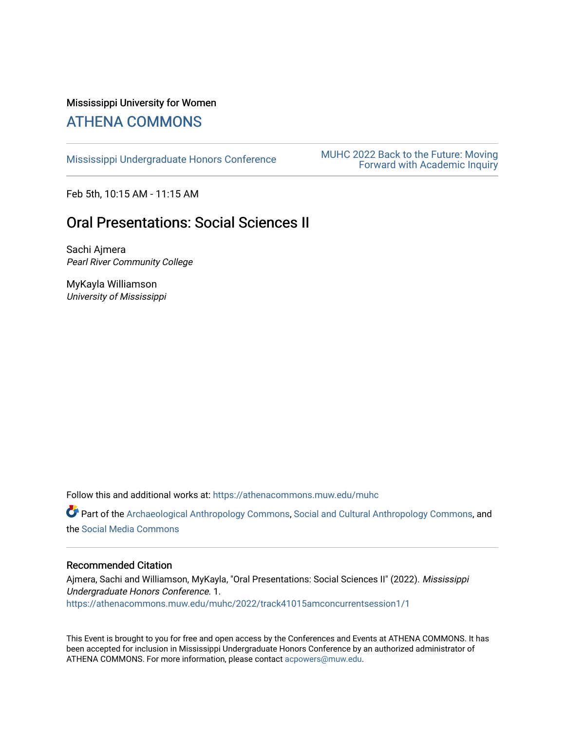Mississippi University for Women

## ATHENA COMMONS

Mississippi Undergraduate Honors Conference

MUHC 2022 Back to the Future: Moving Forward with Academic Inquiry

Feb 5th, 10:15 AM - 11:15 AM

# Oral Presentations: Social Sciences II

Sachi Ajmera
*Pearl River Community College*

MyKayla Williamson
*University of Mississippi*

Follow this and additional works at: https://athenacommons.muw.edu/muhc

Part of the Archaeological Anthropology Commons, Social and Cultural Anthropology Commons, and the Social Media Commons

### Recommended Citation

Ajmera, Sachi and Williamson, MyKayla, "Oral Presentations: Social Sciences II" (2022). *Mississippi Undergraduate Honors Conference*. 1.
https://athenacommons.muw.edu/muhc/2022/track41015amconcurrentsession1/1

This Event is brought to you for free and open access by the Conferences and Events at ATHENA COMMONS. It has been accepted for inclusion in Mississippi Undergraduate Honors Conference by an authorized administrator of ATHENA COMMONS. For more information, please contact acpowers@muw.edu.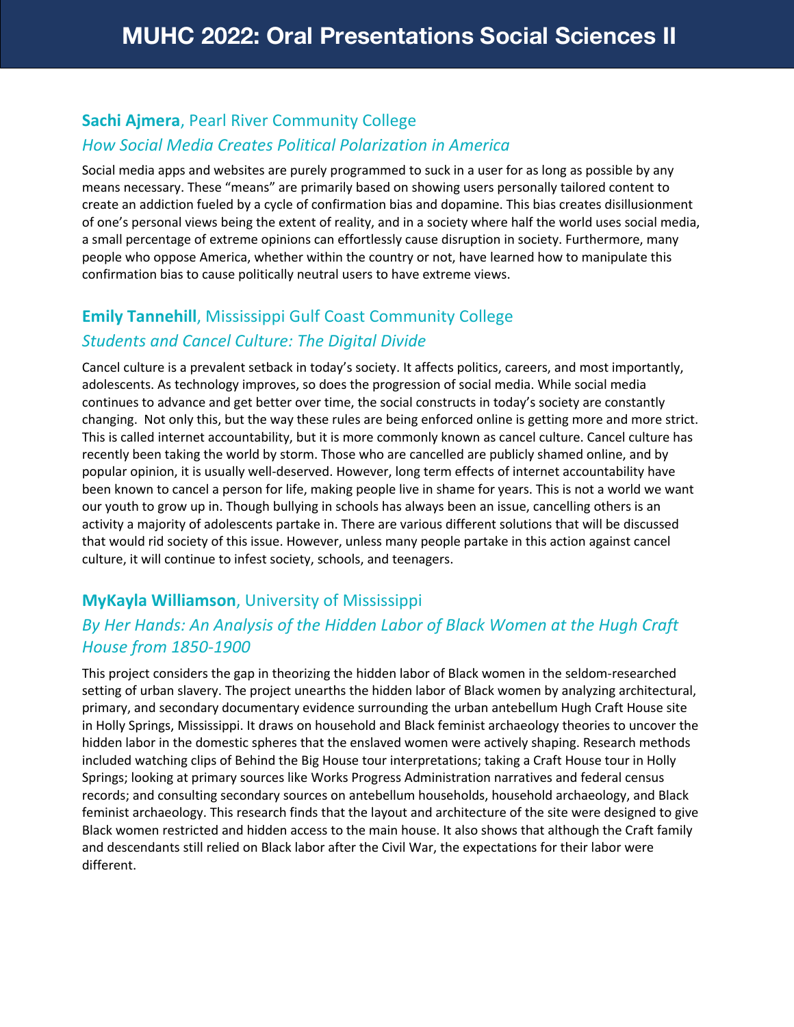# MUHC 2022: Oral Presentations Social Sciences II

## **Sachi Ajmera**, Pearl River Community College

### *How Social Media Creates Political Polarization in America*

Social media apps and websites are purely programmed to suck in a user for as long as possible by any means necessary. These "means" are primarily based on showing users personally tailored content to create an addiction fueled by a cycle of confirmation bias and dopamine. This bias creates disillusionment of one's personal views being the extent of reality, and in a society where half the world uses social media, a small percentage of extreme opinions can effortlessly cause disruption in society. Furthermore, many people who oppose America, whether within the country or not, have learned how to manipulate this confirmation bias to cause politically neutral users to have extreme views.

## **Emily Tannehill**, Mississippi Gulf Coast Community College

### *Students and Cancel Culture: The Digital Divide*

Cancel culture is a prevalent setback in today's society. It affects politics, careers, and most importantly, adolescents. As technology improves, so does the progression of social media. While social media continues to advance and get better over time, the social constructs in today's society are constantly changing. Not only this, but the way these rules are being enforced online is getting more and more strict. This is called internet accountability, but it is more commonly known as cancel culture. Cancel culture has recently been taking the world by storm. Those who are cancelled are publicly shamed online, and by popular opinion, it is usually well-deserved. However, long term effects of internet accountability have been known to cancel a person for life, making people live in shame for years. This is not a world we want our youth to grow up in. Though bullying in schools has always been an issue, cancelling others is an activity a majority of adolescents partake in. There are various different solutions that will be discussed that would rid society of this issue. However, unless many people partake in this action against cancel culture, it will continue to infest society, schools, and teenagers.

## **MyKayla Williamson**, University of Mississippi

### *By Her Hands: An Analysis of the Hidden Labor of Black Women at the Hugh Craft House from 1850-1900*

This project considers the gap in theorizing the hidden labor of Black women in the seldom-researched setting of urban slavery. The project unearths the hidden labor of Black women by analyzing architectural, primary, and secondary documentary evidence surrounding the urban antebellum Hugh Craft House site in Holly Springs, Mississippi. It draws on household and Black feminist archaeology theories to uncover the hidden labor in the domestic spheres that the enslaved women were actively shaping. Research methods included watching clips of Behind the Big House tour interpretations; taking a Craft House tour in Holly Springs; looking at primary sources like Works Progress Administration narratives and federal census records; and consulting secondary sources on antebellum households, household archaeology, and Black feminist archaeology. This research finds that the layout and architecture of the site were designed to give Black women restricted and hidden access to the main house. It also shows that although the Craft family and descendants still relied on Black labor after the Civil War, the expectations for their labor were different.